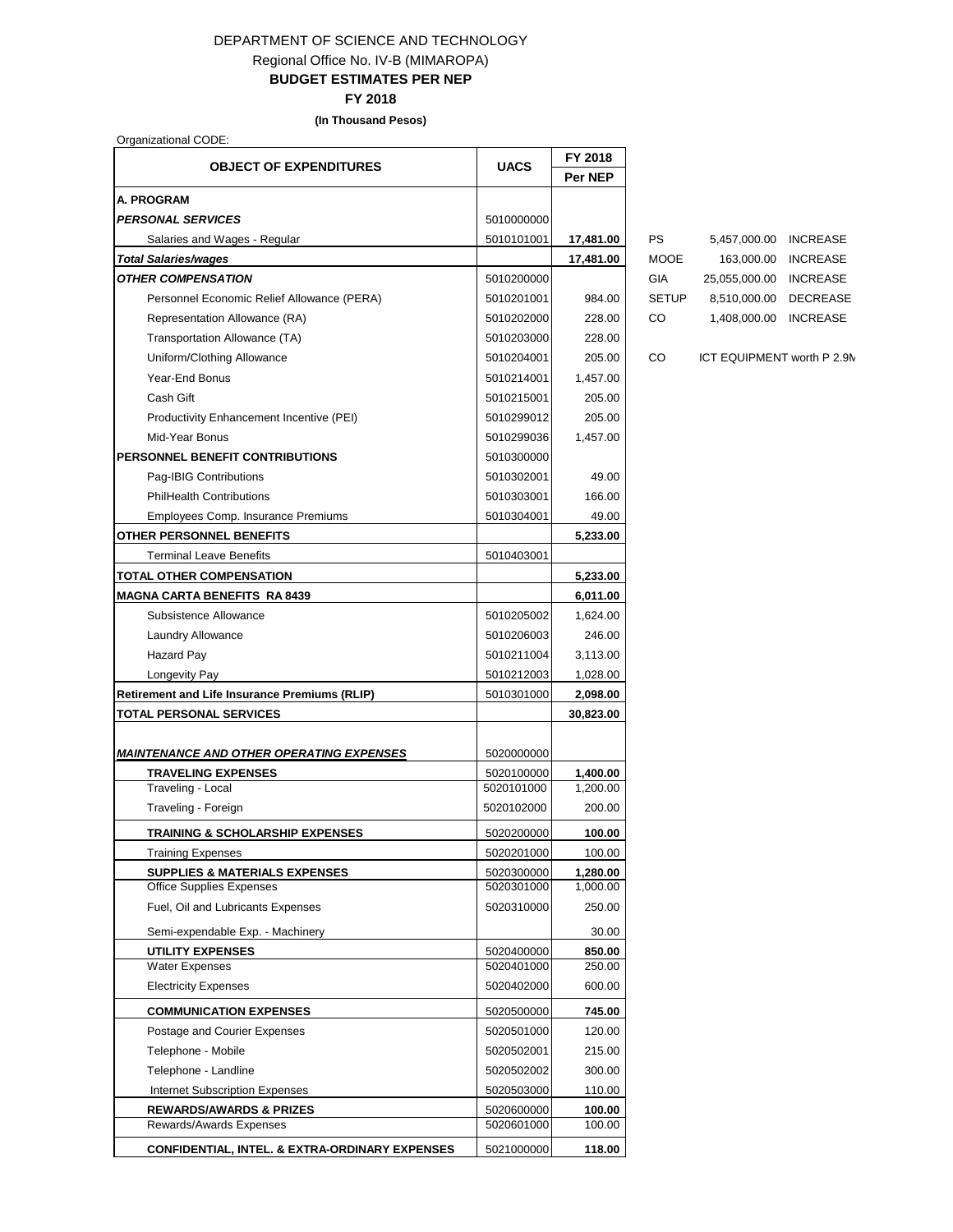DEPARTMENT OF SCIENCE AND TECHNOLOGY

Regional Office No. IV-B (MIMAROPA)

**BUDGET ESTIMATES PER NEP**

**FY 2018**

**(In Thousand Pesos)**

Organizational CODE:

| OBJECT OF EXPENDITURES | UACS | FY 2018 Per NEP |
|---|---|---|
| **A. PROGRAM** | | |
| ***PERSONAL SERVICES*** | 5010000000 | |
| Salaries and Wages - Regular | 5010101001 | **17,481.00** |
| ***Total Salaries/wages*** | | **17,481.00** |
| ***OTHER COMPENSATION*** | 5010200000 | |
| Personnel Economic Relief Allowance (PERA) | 5010201001 | 984.00 |
| Representation Allowance (RA) | 5010202000 | 228.00 |
| Transportation Allowance (TA) | 5010203000 | 228.00 |
| Uniform/Clothing Allowance | 5010204001 | 205.00 |
| Year-End Bonus | 5010214001 | 1,457.00 |
| Cash Gift | 5010215001 | 205.00 |
| Productivity Enhancement Incentive (PEI) | 5010299012 | 205.00 |
| Mid-Year Bonus | 5010299036 | 1,457.00 |
| **PERSONNEL BENEFIT CONTRIBUTIONS** | 5010300000 | |
| Pag-IBIG Contributions | 5010302001 | 49.00 |
| PhilHealth Contributions | 5010303001 | 166.00 |
| Employees Comp. Insurance Premiums | 5010304001 | 49.00 |
| **OTHER PERSONNEL BENEFITS** | | **5,233.00** |
| Terminal Leave Benefits | 5010403001 | |
| **TOTAL OTHER COMPENSATION** | | **5,233.00** |
| **MAGNA CARTA BENEFITS RA 8439** | | **6,011.00** |
| Subsistence Allowance | 5010205002 | 1,624.00 |
| Laundry Allowance | 5010206003 | 246.00 |
| Hazard Pay | 5010211004 | 3,113.00 |
| Longevity Pay | 5010212003 | 1,028.00 |
| **Retirement and Life Insurance Premiums (RLIP)** | 5010301000 | **2,098.00** |
| **TOTAL PERSONAL SERVICES** | | **30,823.00** |
| | | |
| ***MAINTENANCE AND OTHER OPERATING EXPENSES*** | 5020000000 | |
| **TRAVELING EXPENSES** | 5020100000 | **1,400.00** |
| Traveling - Local | 5020101000 | 1,200.00 |
| Traveling - Foreign | 5020102000 | 200.00 |
| **TRAINING & SCHOLARSHIP EXPENSES** | 5020200000 | **100.00** |
| Training Expenses | 5020201000 | 100.00 |
| **SUPPLIES & MATERIALS EXPENSES** | 5020300000 | **1,280.00** |
| Office Supplies Expenses | 5020301000 | 1,000.00 |
| Fuel, Oil and Lubricants Expenses | 5020310000 | 250.00 |
| Semi-expendable Exp. - Machinery | | 30.00 |
| **UTILITY EXPENSES** | 5020400000 | **850.00** |
| Water Expenses | 5020401000 | 250.00 |
| Electricity Expenses | 5020402000 | 600.00 |
| **COMMUNICATION EXPENSES** | 5020500000 | **745.00** |
| Postage and Courier Expenses | 5020501000 | 120.00 |
| Telephone - Mobile | 5020502001 | 215.00 |
| Telephone - Landline | 5020502002 | 300.00 |
| Internet Subscription Expenses | 5020503000 | 110.00 |
| **REWARDS/AWARDS & PRIZES** | 5020600000 | **100.00** |
| Rewards/Awards Expenses | 5020601000 | 100.00 |
| **CONFIDENTIAL, INTEL. & EXTRA-ORDINARY EXPENSES** | 5021000000 | **118.00** |

| | | |
|---|---|---|
| PS | 5,457,000.00 | INCREASE |
| MOOE | 163,000.00 | INCREASE |
| GIA | 25,055,000.00 | INCREASE |
| SETUP | 8,510,000.00 | DECREASE |
| CO | 1,408,000.00 | INCREASE |
| | | |
| CO | ICT EQUIPMENT worth P 2.9M | |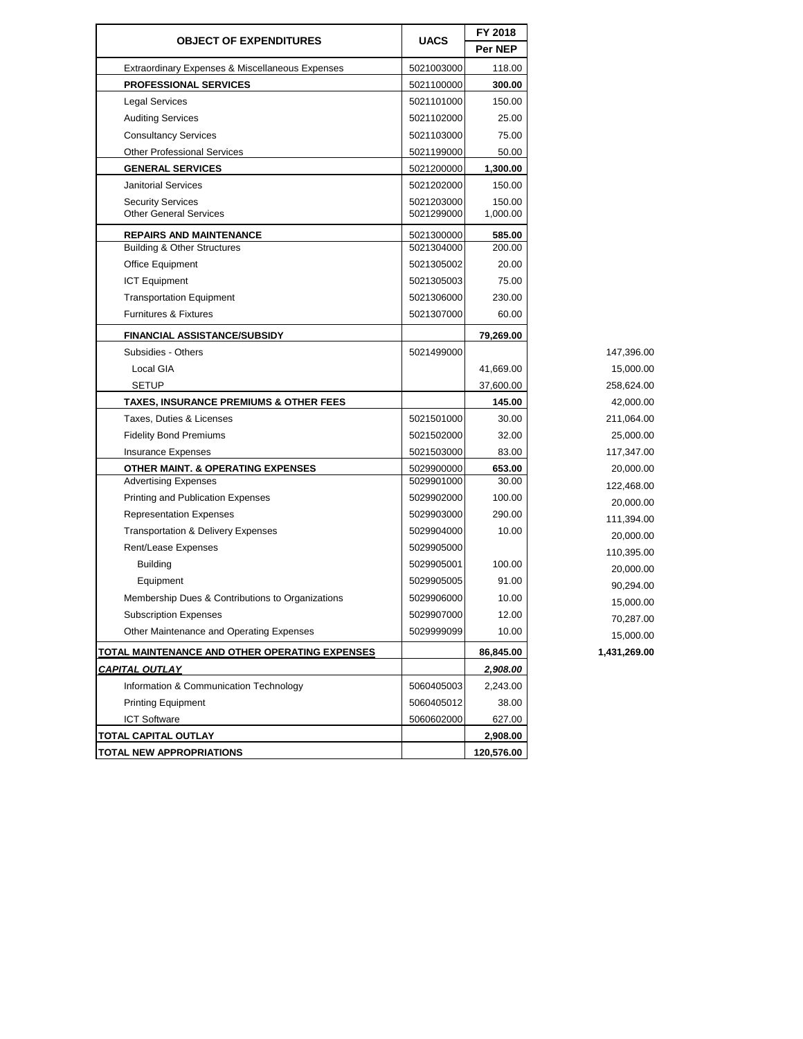| OBJECT OF EXPENDITURES | UACS | FY 2018 | |
|---|---|---|---|
| | | Per NEP | |
| Extraordinary Expenses & Miscellaneous Expenses | 5021003000 | 118.00 | |
| **PROFESSIONAL SERVICES** | 5021100000 | **300.00** | |
| Legal Services | 5021101000 | 150.00 | |
| Auditing Services | 5021102000 | 25.00 | |
| Consultancy Services | 5021103000 | 75.00 | |
| Other Professional Services | 5021199000 | 50.00 | |
| **GENERAL SERVICES** | 5021200000 | **1,300.00** | |
| Janitorial Services | 5021202000 | 150.00 | |
| Security Services | 5021203000 | 150.00 | |
| Other General Services | 5021299000 | 1,000.00 | |
| **REPAIRS AND MAINTENANCE** | 5021300000 | **585.00** | |
| Building & Other Structures | 5021304000 | 200.00 | |
| Office Equipment | 5021305002 | 20.00 | |
| ICT Equipment | 5021305003 | 75.00 | |
| Transportation Equipment | 5021306000 | 230.00 | |
| Furnitures & Fixtures | 5021307000 | 60.00 | |
| **FINANCIAL ASSISTANCE/SUBSIDY** | | **79,269.00** | |
| Subsidies - Others | 5021499000 | | 147,396.00 |
| Local GIA | | 41,669.00 | 15,000.00 |
| SETUP | | 37,600.00 | 258,624.00 |
| **TAXES, INSURANCE PREMIUMS & OTHER FEES** | | **145.00** | 42,000.00 |
| Taxes, Duties & Licenses | 5021501000 | 30.00 | 211,064.00 |
| Fidelity Bond Premiums | 5021502000 | 32.00 | 25,000.00 |
| Insurance Expenses | 5021503000 | 83.00 | 117,347.00 |
| **OTHER MAINT. & OPERATING EXPENSES** | 5029900000 | **653.00** | 20,000.00 |
| Advertising Expenses | 5029901000 | 30.00 | 122,468.00 |
| Printing and Publication Expenses | 5029902000 | 100.00 | 20,000.00 |
| Representation Expenses | 5029903000 | 290.00 | 111,394.00 |
| Transportation & Delivery Expenses | 5029904000 | 10.00 | 20,000.00 |
| Rent/Lease Expenses | 5029905000 | | 110,395.00 |
| Building | 5029905001 | 100.00 | 20,000.00 |
| Equipment | 5029905005 | 91.00 | 90,294.00 |
| Membership Dues & Contributions to Organizations | 5029906000 | 10.00 | 15,000.00 |
| Subscription Expenses | 5029907000 | 12.00 | 70,287.00 |
| Other Maintenance and Operating Expenses | 5029999099 | 10.00 | 15,000.00 |
| **TOTAL MAINTENANCE AND OTHER OPERATING EXPENSES** | | **86,845.00** | **1,431,269.00** |
| ***CAPITAL OUTLAY*** | | ***2,908.00*** | |
| Information & Communication Technology | 5060405003 | 2,243.00 | |
| Printing Equipment | 5060405012 | 38.00 | |
| ICT Software | 5060602000 | 627.00 | |
| **TOTAL CAPITAL OUTLAY** | | **2,908.00** | |
| **TOTAL NEW APPROPRIATIONS** | | **120,576.00** | |